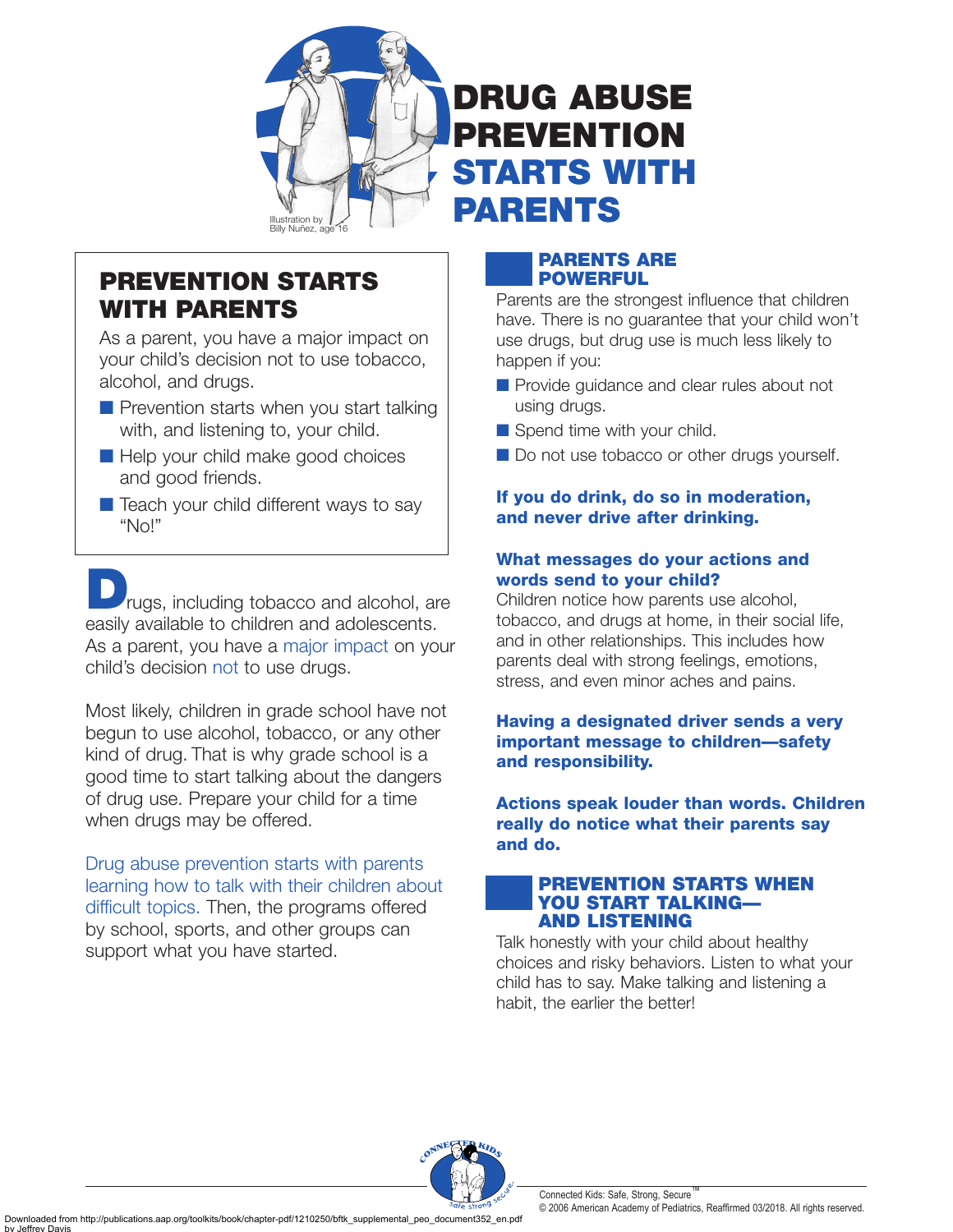# DRUG ABUSE PREVENTION STARTS WITH PARENTS

Illustration by Billy Nuñez, age 16

## PREVENTION STARTS WITH PARENTS

As a parent, you have a major impact on your child's decision not to use tobacco, alcohol, and drugs.

- Prevention starts when you start talking with, and listening to, your child.
- Help your child make good choices and good friends.
- Teach your child different ways to say "No!"

Drugs, including tobacco and alcohol, are easily available to children and adolescents. As a parent, you have a major impact on your child's decision not to use drugs.

Most likely, children in grade school have not begun to use alcohol, tobacco, or any other kind of drug. That is why grade school is a good time to start talking about the dangers of drug use. Prepare your child for a time when drugs may be offered.

Drug abuse prevention starts with parents learning how to talk with their children about difficult topics. Then, the programs offered by school, sports, and other groups can support what you have started.

## PARENTS ARE POWERFUL

Parents are the strongest influence that children have. There is no guarantee that your child won't use drugs, but drug use is much less likely to happen if you:

- Provide guidance and clear rules about not using drugs.
- Spend time with your child.
- Do not use tobacco or other drugs yourself.

**If you do drink, do so in moderation, and never drive after drinking.**

**What messages do your actions and words send to your child?**

Children notice how parents use alcohol, tobacco, and drugs at home, in their social life, and in other relationships. This includes how parents deal with strong feelings, emotions, stress, and even minor aches and pains.

**Having a designated driver sends a very important message to children—safety and responsibility.**

**Actions speak louder than words. Children really do notice what their parents say and do.**

## PREVENTION STARTS WHEN YOU START TALKING—AND LISTENING

Talk honestly with your child about healthy choices and risky behaviors. Listen to what your child has to say. Make talking and listening a habit, the earlier the better!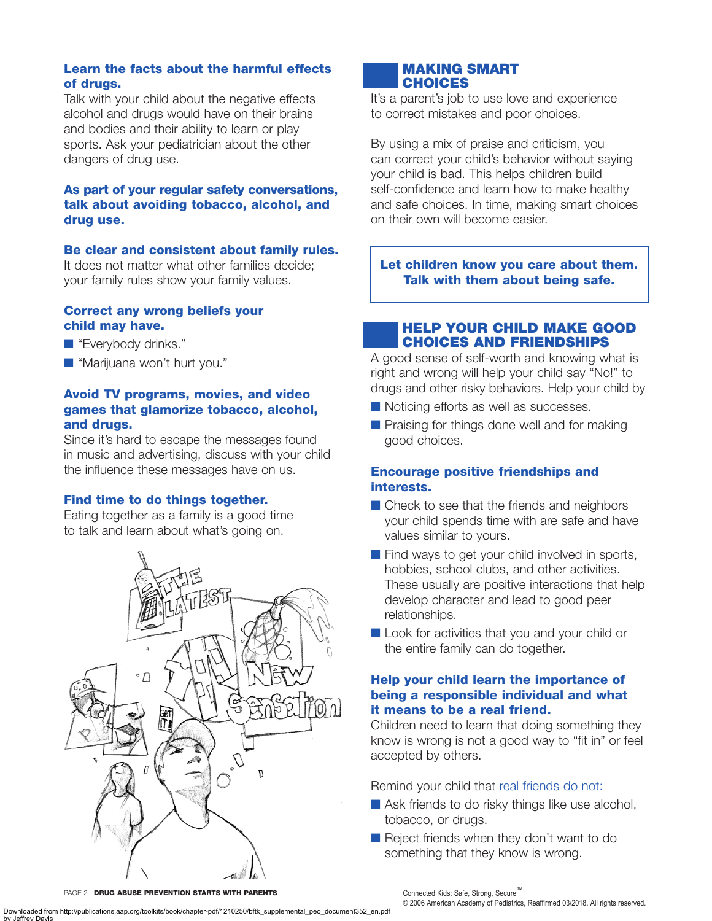**Learn the facts about the harmful effects of drugs.**
Talk with your child about the negative effects alcohol and drugs would have on their brains and bodies and their ability to learn or play sports. Ask your pediatrician about the other dangers of drug use.

**As part of your regular safety conversations, talk about avoiding tobacco, alcohol, and drug use.**

**Be clear and consistent about family rules.**
It does not matter what other families decide; your family rules show your family values.

**Correct any wrong beliefs your child may have.**

- "Everybody drinks."
- "Marijuana won't hurt you."

**Avoid TV programs, movies, and video games that glamorize tobacco, alcohol, and drugs.**
Since it's hard to escape the messages found in music and advertising, discuss with your child the influence these messages have on us.

**Find time to do things together.**
Eating together as a family is a good time to talk and learn about what's going on.

## MAKING SMART CHOICES

It's a parent's job to use love and experience to correct mistakes and poor choices.

By using a mix of praise and criticism, you can correct your child's behavior without saying your child is bad. This helps children build self-confidence and learn how to make healthy and safe choices. In time, making smart choices on their own will become easier.

**Let children know you care about them. Talk with them about being safe.**

## HELP YOUR CHILD MAKE GOOD CHOICES AND FRIENDSHIPS

A good sense of self-worth and knowing what is right and wrong will help your child say "No!" to drugs and other risky behaviors. Help your child by

- Noticing efforts as well as successes.
- Praising for things done well and for making good choices.

**Encourage positive friendships and interests.**

- Check to see that the friends and neighbors your child spends time with are safe and have values similar to yours.
- Find ways to get your child involved in sports, hobbies, school clubs, and other activities. These usually are positive interactions that help develop character and lead to good peer relationships.
- Look for activities that you and your child or the entire family can do together.

**Help your child learn the importance of being a responsible individual and what it means to be a real friend.**
Children need to learn that doing something they know is wrong is not a good way to "fit in" or feel accepted by others.

Remind your child that real friends do not:

- Ask friends to do risky things like use alcohol, tobacco, or drugs.
- Reject friends when they don't want to do something that they know is wrong.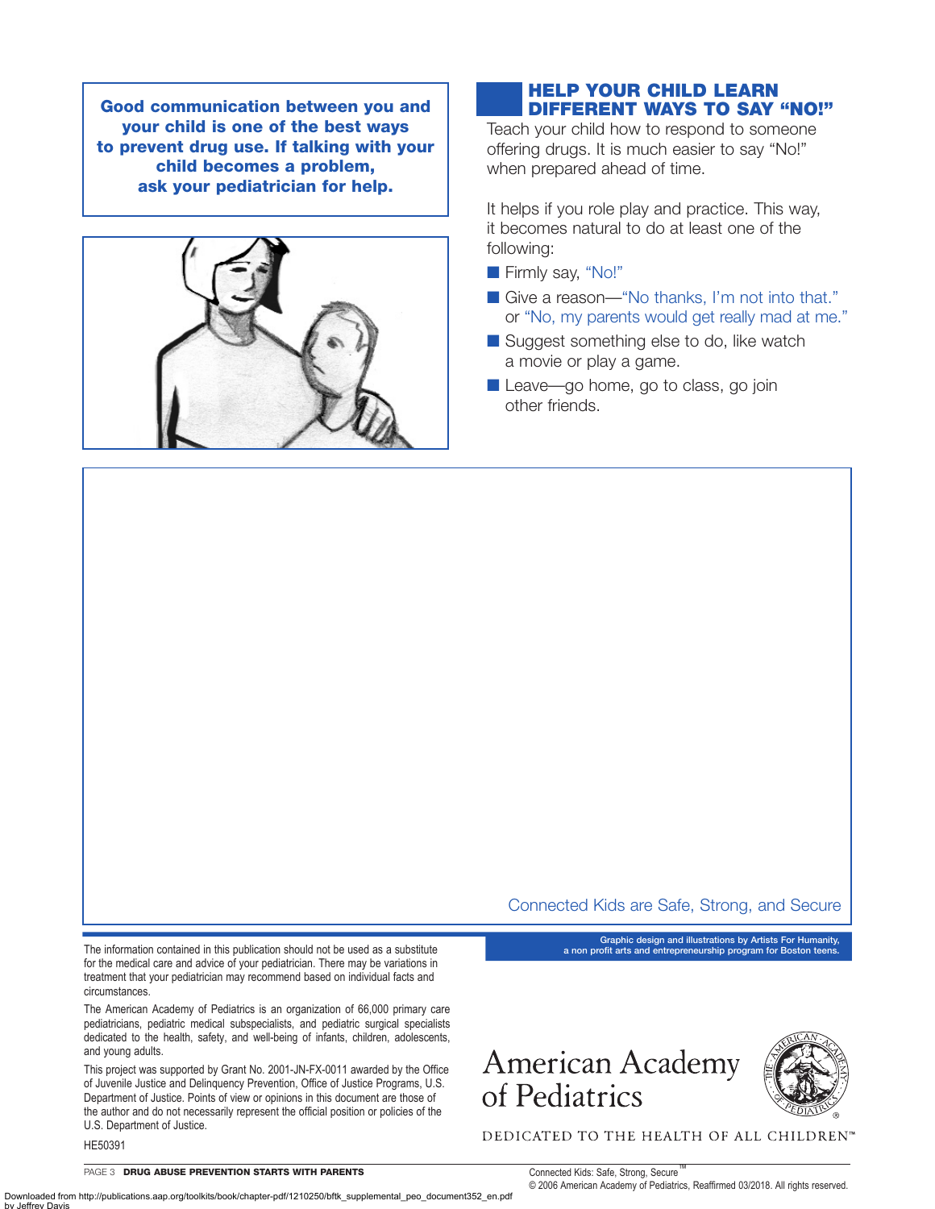**Good communication between you and your child is one of the best ways to prevent drug use. If talking with your child becomes a problem, ask your pediatrician for help.**

## HELP YOUR CHILD LEARN DIFFERENT WAYS TO SAY "NO!"

Teach your child how to respond to someone offering drugs. It is much easier to say "No!" when prepared ahead of time.

It helps if you role play and practice. This way, it becomes natural to do at least one of the following:

- Firmly say, "No!"
- Give a reason—"No thanks, I'm not into that." or "No, my parents would get really mad at me."
- Suggest something else to do, like watch a movie or play a game.
- Leave—go home, go to class, go join other friends.

Connected Kids are Safe, Strong, and Secure

The information contained in this publication should not be used as a substitute for the medical care and advice of your pediatrician. There may be variations in treatment that your pediatrician may recommend based on individual facts and circumstances.

The American Academy of Pediatrics is an organization of 66,000 primary care pediatricians, pediatric medical subspecialists, and pediatric surgical specialists dedicated to the health, safety, and well-being of infants, children, adolescents, and young adults.

This project was supported by Grant No. 2001-JN-FX-0011 awarded by the Office of Juvenile Justice and Delinquency Prevention, Office of Justice Programs, U.S. Department of Justice. Points of view or opinions in this document are those of the author and do not necessarily represent the official position or policies of the U.S. Department of Justice.

HE50391

Graphic design and illustrations by Artists For Humanity, a non profit arts and entrepreneurship program for Boston teens.

American Academy of Pediatrics

DEDICATED TO THE HEALTH OF ALL CHILDREN™

Connected Kids: Safe, Strong, Secure™
© 2006 American Academy of Pediatrics, Reaffirmed 03/2018. All rights reserved.